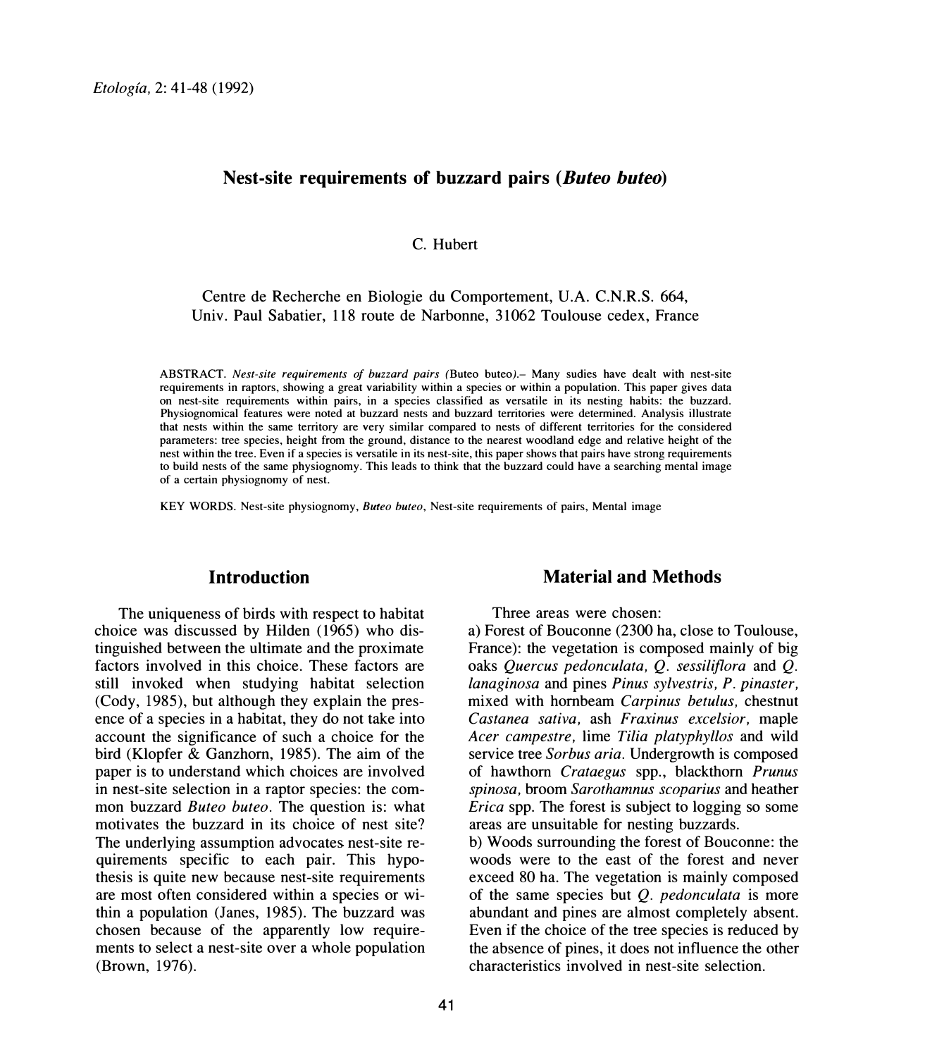# Nest-site requirements of buzzard pairs (*Buteo buteo*)

C. Hubert

Centre de Recherche en Biologie du Comportement, U.A. C.N.R.S. 664, Univ. Paul Sabatier, 118 route de Narbonne, 31062 Toulouse cedex, France

ABSTRACT. *Nest-site requirements of buzzard pairs (*Buteo buteo*).*– Many sudies have dealt with nest-site requirements in raptors, showing a great variability within a species or within a population. This paper gives data on nest-site requirements within pairs, in a species classified as versatile in its nesting habits: the buzzard. Physiognomical features were noted at buzzard nests and buzzard territories were determined. Analysis illustrate that nests within the same territory are very similar compared to nests of different territories for the considered parameters: tree species, height from the ground, distance to the nearest woodland edge and relative height of the nest within the tree. Even if a species is versatile in its nest-site, this paper shows that pairs have strong requirements to build nests of the same physiognomy. This leads to think that the buzzard could have a searching mental image of a certain physiognomy of nest.

KEY WORDS. Nest-site physiognomy, *Buteo buteo*, Nest-site requirements of pairs, Mental image

## Introduction

The uniqueness of birds with respect to habitat choice was discussed by Hilden (1965) who distinguished between the ultimate and the proximate factors involved in this choice. These factors are still invoked when studying habitat selection (Cody, 1985), but although they explain the presence of a species in a habitat, they do not take into account the significance of such a choice for the bird (Klopfer & Ganzhorn, 1985). The aim of the paper is to understand which choices are involved in nest-site selection in a raptor species: the common buzzard *Buteo buteo*. The question is: what motivates the buzzard in its choice of nest site? The underlying assumption advocates nest-site requirements specific to each pair. This hypothesis is quite new because nest-site requirements are most often considered within a species or within a population (Janes, 1985). The buzzard was chosen because of the apparently low requirements to select a nest-site over a whole population (Brown, 1976).

## Material and Methods

Three areas were chosen:

a) Forest of Bouconne (2300 ha, close to Toulouse, France): the vegetation is composed mainly of big oaks *Quercus pedonculata, Q. sessiliflora* and *Q. lanaginosa* and pines *Pinus sylvestris, P. pinaster,* mixed with hornbeam *Carpinus betulus,* chestnut *Castanea sativa,* ash *Fraxinus excelsior,* maple *Acer campestre,* lime *Tilia platyphyllos* and wild service tree *Sorbus aria.* Undergrowth is composed of hawthorn *Crataegus* spp., blackthorn *Prunus spinosa,* broom *Sarothamnus scoparius* and heather *Erica* spp. The forest is subject to logging so some areas are unsuitable for nesting buzzards.

b) Woods surrounding the forest of Bouconne: the woods were to the east of the forest and never exceed 80 ha. The vegetation is mainly composed of the same species but *Q. pedonculata* is more abundant and pines are almost completely absent. Even if the choice of the tree species is reduced by the absence of pines, it does not influence the other characteristics involved in nest-site selection.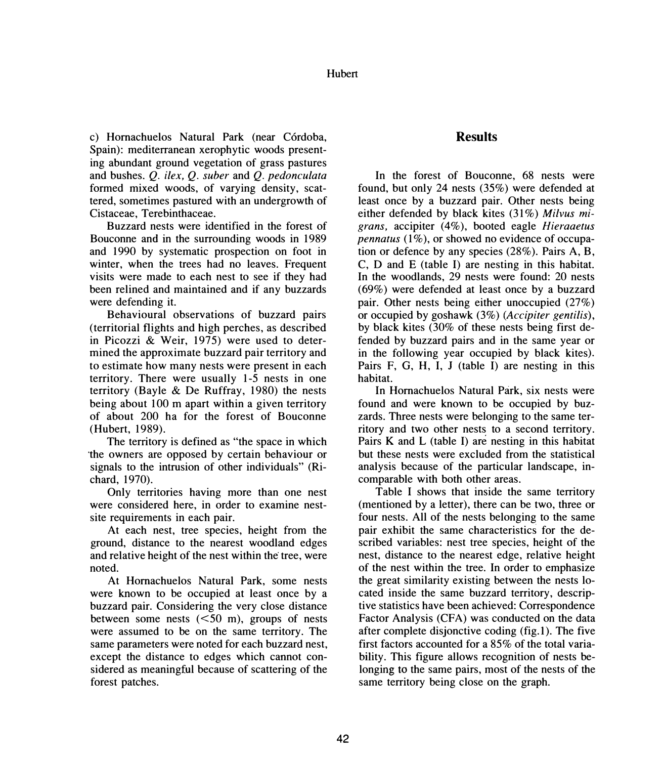c) Hornachuelos Natural Park (near Córdoba, Spain): mediterranean xerophytic woods presenting abundant ground vegetation of grass pastures and bushes. *Q. ilex, Q. suber* and *Q. pedonculata* formed mixed woods, of varying density, scattered, sometimes pastured with an undergrowth of Cistaceae, Terebinthaceae.

Buzzard nests were identified in the forest of Bouconne and in the surrounding woods in 1989 and 1990 by systematic prospection on foot in winter, when the trees had no leaves. Frequent visits were made to each nest to see if they had been relined and maintained and if any buzzards were defending it.

Behavioural observations of buzzard pairs (territorial flights and high perches, as described in Picozzi & Weir, 1975) were used to determined the approximate buzzard pair territory and to estimate how many nests were present in each territory. There were usually 1-5 nests in one territory (Bayle & De Ruffray, 1980) the nests being about 100 m apart within a given territory of about 200 ha for the forest of Bouconne (Hubert, 1989).

The territory is defined as "the space in which the owners are opposed by certain behaviour or signals to the intrusion of other individuals" (Richard, 1970).

Only territories having more than one nest were considered here, in order to examine nest-site requirements in each pair.

At each nest, tree species, height from the ground, distance to the nearest woodland edges and relative height of the nest within the tree, were noted.

At Hornachuelos Natural Park, some nests were known to be occupied at least once by a buzzard pair. Considering the very close distance between some nests (<50 m), groups of nests were assumed to be on the same territory. The same parameters were noted for each buzzard nest, except the distance to edges which cannot considered as meaningful because of scattering of the forest patches.

## Results

In the forest of Bouconne, 68 nests were found, but only 24 nests (35%) were defended at least once by a buzzard pair. Other nests being either defended by black kites (31%) *Milvus migrans,* accipiter (4%), booted eagle *Hieraaetus pennatus* (1%), or showed no evidence of occupation or defence by any species (28%). Pairs A, B, C, D and E (table I) are nesting in this habitat. In the woodlands, 29 nests were found: 20 nests (69%) were defended at least once by a buzzard pair. Other nests being either unoccupied (27%) or occupied by goshawk (3%) (*Accipiter gentilis*), by black kites (30% of these nests being first defended by buzzard pairs and in the same year or in the following year occupied by black kites). Pairs F, G, H, I, J (table I) are nesting in this habitat.

In Hornachuelos Natural Park, six nests were found and were known to be occupied by buzzards. Three nests were belonging to the same territory and two other nests to a second territory. Pairs K and L (table I) are nesting in this habitat but these nests were excluded from the statistical analysis because of the particular landscape, incomparable with both other areas.

Table I shows that inside the same territory (mentioned by a letter), there can be two, three or four nests. All of the nests belonging to the same pair exhibit the same characteristics for the described variables: nest tree species, height of the nest, distance to the nearest edge, relative height of the nest within the tree. In order to emphasize the great similarity existing between the nests located inside the same buzzard territory, descriptive statistics have been achieved: Correspondence Factor Analysis (CFA) was conducted on the data after complete disjonctive coding (fig.1). The five first factors accounted for a 85% of the total variability. This figure allows recognition of nests belonging to the same pairs, most of the nests of the same territory being close on the graph.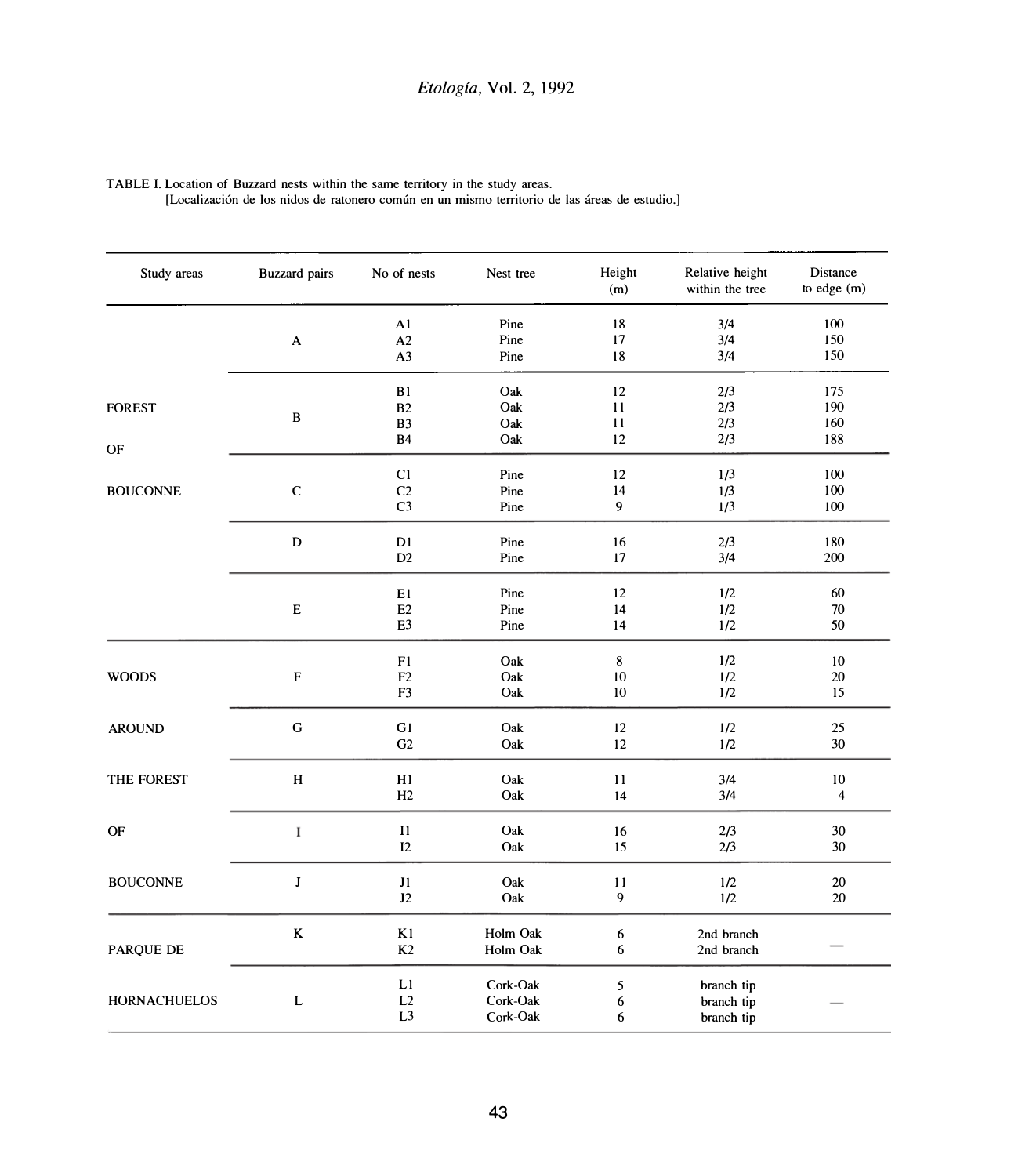TABLE I. Location of Buzzard nests within the same territory in the study areas.
[Localización de los nidos de ratonero común en un mismo territorio de las áreas de estudio.]

| Study areas | Buzzard pairs | No of nests | Nest tree | Height (m) | Relative height within the tree | Distance to edge (m) |
|---|---|---|---|---|---|---|
| FOREST OF BOUCONNE | A | A1 | Pine | 18 | 3/4 | 100 |
| | | A2 | Pine | 17 | 3/4 | 150 |
| | | A3 | Pine | 18 | 3/4 | 150 |
| | B | B1 | Oak | 12 | 2/3 | 175 |
| | | B2 | Oak | 11 | 2/3 | 190 |
| | | B3 | Oak | 11 | 2/3 | 160 |
| | | B4 | Oak | 12 | 2/3 | 188 |
| | C | C1 | Pine | 12 | 1/3 | 100 |
| | | C2 | Pine | 14 | 1/3 | 100 |
| | | C3 | Pine | 9 | 1/3 | 100 |
| | D | D1 | Pine | 16 | 2/3 | 180 |
| | | D2 | Pine | 17 | 3/4 | 200 |
| | E | E1 | Pine | 12 | 1/2 | 60 |
| | | E2 | Pine | 14 | 1/2 | 70 |
| | | E3 | Pine | 14 | 1/2 | 50 |
| WOODS AROUND THE FOREST OF BOUCONNE | F | F1 | Oak | 8 | 1/2 | 10 |
| | | F2 | Oak | 10 | 1/2 | 20 |
| | | F3 | Oak | 10 | 1/2 | 15 |
| | G | G1 | Oak | 12 | 1/2 | 25 |
| | | G2 | Oak | 12 | 1/2 | 30 |
| | H | H1 | Oak | 11 | 3/4 | 10 |
| | | H2 | Oak | 14 | 3/4 | 4 |
| | I | I1 | Oak | 16 | 2/3 | 30 |
| | | I2 | Oak | 15 | 2/3 | 30 |
| | J | J1 | Oak | 11 | 1/2 | 20 |
| | | J2 | Oak | 9 | 1/2 | 20 |
| PARQUE DE HORNACHUELOS | K | K1 | Holm Oak | 6 | 2nd branch | — |
| | | K2 | Holm Oak | 6 | 2nd branch | |
| | L | L1 | Cork-Oak | 5 | branch tip | — |
| | | L2 | Cork-Oak | 6 | branch tip | |
| | | L3 | Cork-Oak | 6 | branch tip | |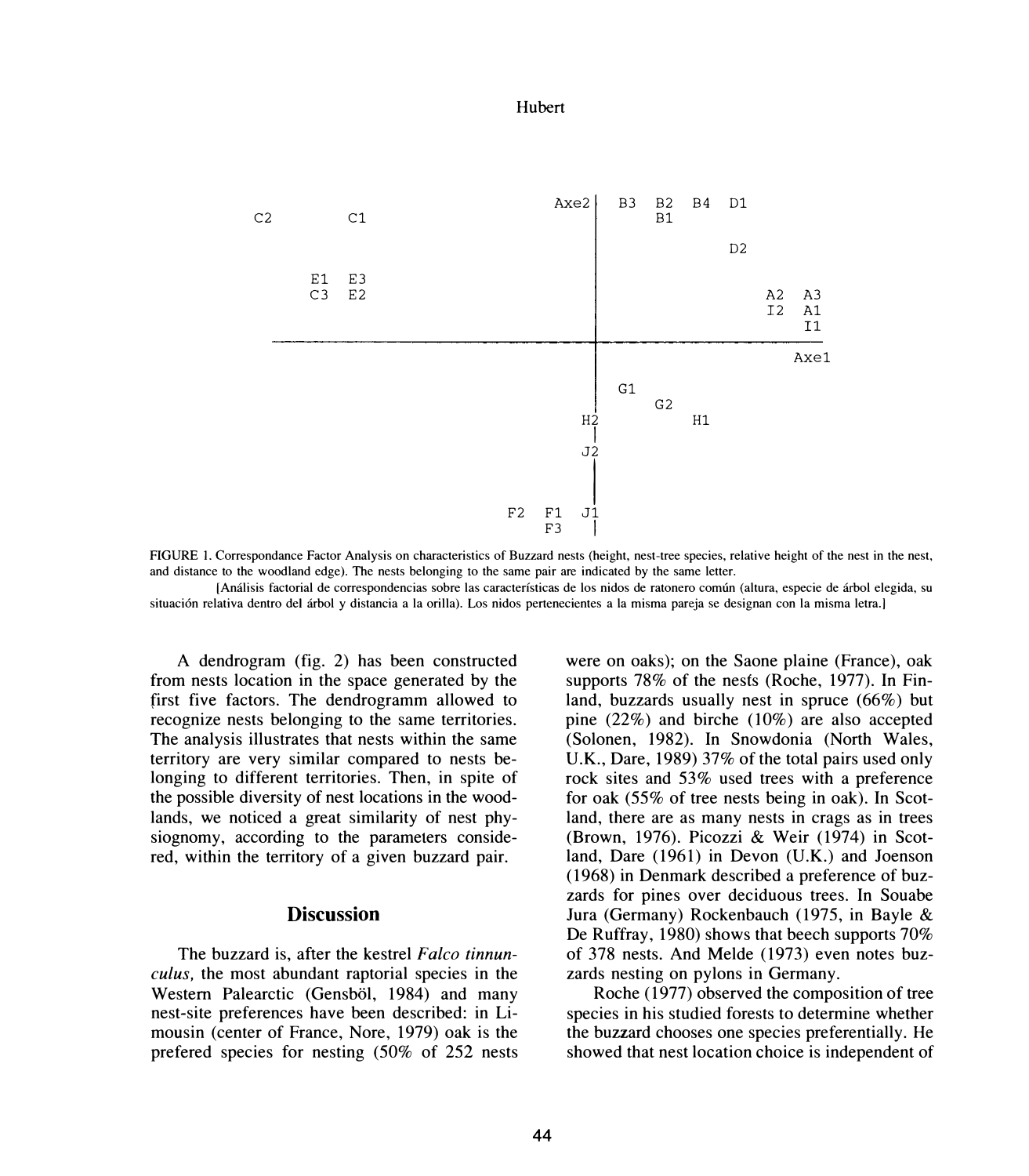FIGURE 1. Correspondance Factor Analysis on characteristics of Buzzard nests (height, nest-tree species, relative height of the nest in the nest, and distance to the woodland edge). The nests belonging to the same pair are indicated by the same letter.

[Análisis factorial de correspondencias sobre las características de los nidos de ratonero común (altura, especie de árbol elegida, su situación relativa dentro del árbol y distancia a la orilla). Los nidos pertenecientes a la misma pareja se designan con la misma letra.]

A dendrogram (fig. 2) has been constructed from nests location in the space generated by the first five factors. The dendrogramm allowed to recognize nests belonging to the same territories. The analysis illustrates that nests within the same territory are very similar compared to nests belonging to different territories. Then, in spite of the possible diversity of nest locations in the woodlands, we noticed a great similarity of nest physiognomy, according to the parameters considered, within the territory of a given buzzard pair.

## Discussion

The buzzard is, after the kestrel *Falco tinnunculus,* the most abundant raptorial species in the Western Palearctic (Gensböl, 1984) and many nest-site preferences have been described: in Limousin (center of France, Nore, 1979) oak is the prefered species for nesting (50% of 252 nests were on oaks); on the Saone plaine (France), oak supports 78% of the nests (Roche, 1977). In Finland, buzzards usually nest in spruce (66%) but pine (22%) and birche (10%) are also accepted (Solonen, 1982). In Snowdonia (North Wales, U.K., Dare, 1989) 37% of the total pairs used only rock sites and 53% used trees with a preference for oak (55% of tree nests being in oak). In Scotland, there are as many nests in crags as in trees (Brown, 1976). Picozzi & Weir (1974) in Scotland, Dare (1961) in Devon (U.K.) and Joenson (1968) in Denmark described a preference of buzzards for pines over deciduous trees. In Souabe Jura (Germany) Rockenbauch (1975, in Bayle & De Ruffray, 1980) shows that beech supports 70% of 378 nests. And Melde (1973) even notes buzzards nesting on pylons in Germany.

Roche (1977) observed the composition of tree species in his studied forests to determine whether the buzzard chooses one species preferentially. He showed that nest location choice is independent of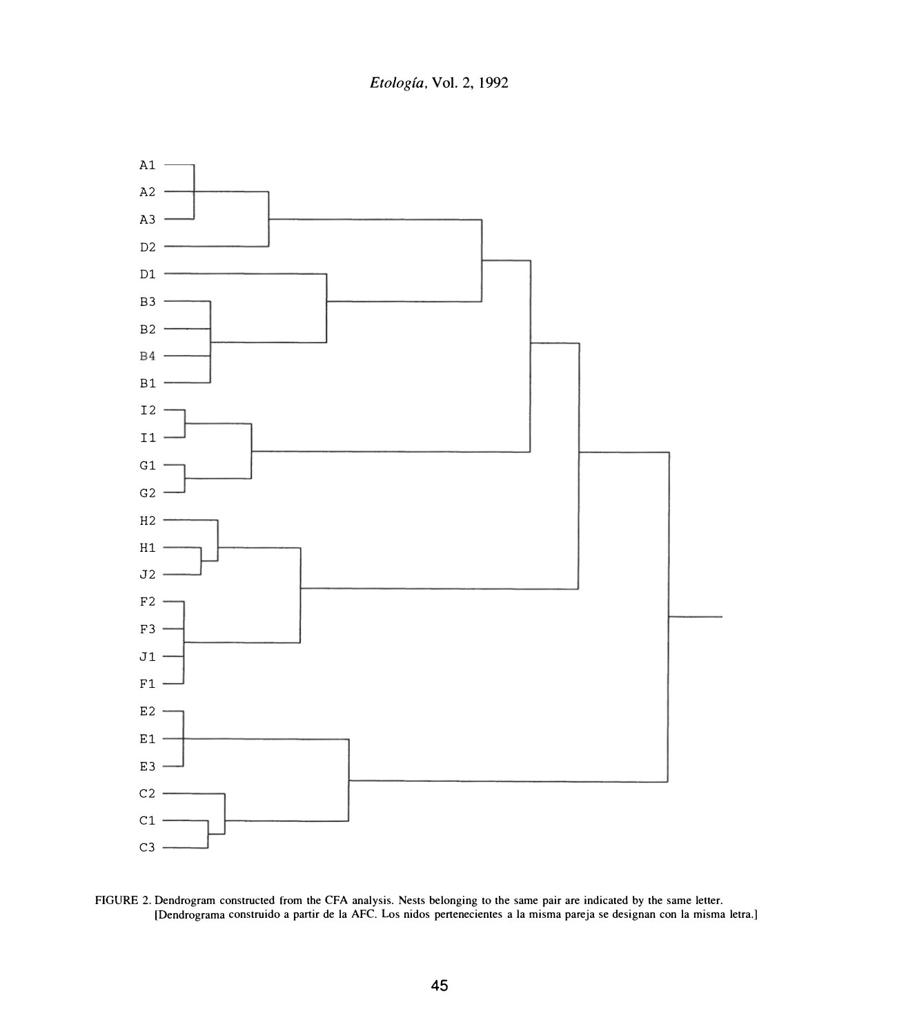FIGURE 2. Dendrogram constructed from the CFA analysis. Nests belonging to the same pair are indicated by the same letter. [Dendrograma construido a partir de la AFC. Los nidos pertenecientes a la misma pareja se designan con la misma letra.]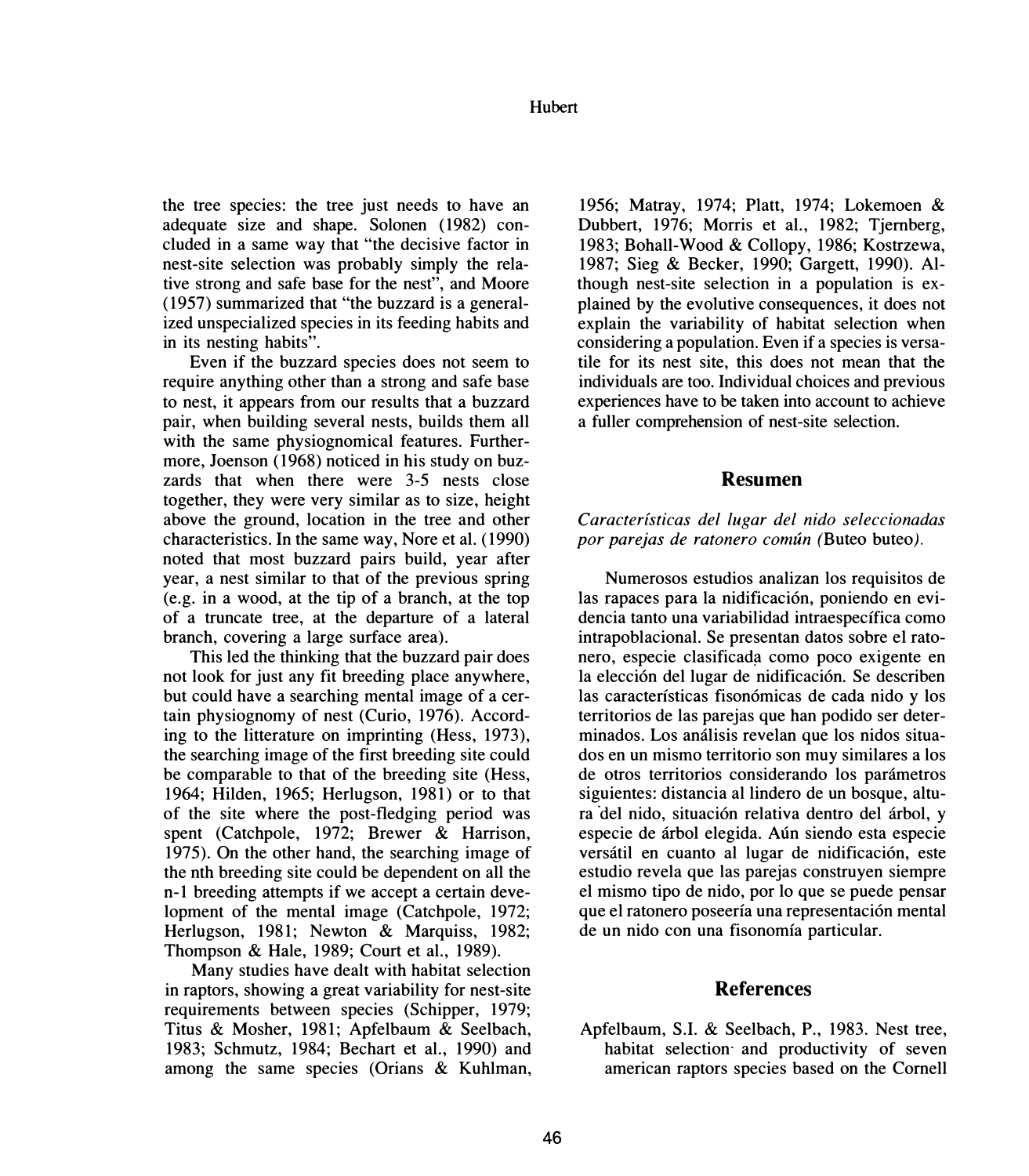the tree species: the tree just needs to have an adequate size and shape. Solonen (1982) concluded in a same way that "the decisive factor in nest-site selection was probably simply the relative strong and safe base for the nest", and Moore (1957) summarized that "the buzzard is a generalized unspecialized species in its feeding habits and in its nesting habits".

Even if the buzzard species does not seem to require anything other than a strong and safe base to nest, it appears from our results that a buzzard pair, when building several nests, builds them all with the same physiognomical features. Furthermore, Joenson (1968) noticed in his study on buzzards that when there were 3-5 nests close together, they were very similar as to size, height above the ground, location in the tree and other characteristics. In the same way, Nore et al. (1990) noted that most buzzard pairs build, year after year, a nest similar to that of the previous spring (e.g. in a wood, at the tip of a branch, at the top of a truncate tree, at the departure of a lateral branch, covering a large surface area).

This led the thinking that the buzzard pair does not look for just any fit breeding place anywhere, but could have a searching mental image of a certain physiognomy of nest (Curio, 1976). According to the litterature on imprinting (Hess, 1973), the searching image of the first breeding site could be comparable to that of the breeding site (Hess, 1964; Hilden, 1965; Herlugson, 1981) or to that of the site where the post-fledging period was spent (Catchpole, 1972; Brewer & Harrison, 1975). On the other hand, the searching image of the nth breeding site could be dependent on all the n-1 breeding attempts if we accept a certain development of the mental image (Catchpole, 1972; Herlugson, 1981; Newton & Marquiss, 1982; Thompson & Hale, 1989; Court et al., 1989).

Many studies have dealt with habitat selection in raptors, showing a great variability for nest-site requirements between species (Schipper, 1979; Titus & Mosher, 1981; Apfelbaum & Seelbach, 1983; Schmutz, 1984; Bechart et al., 1990) and among the same species (Orians & Kuhlman, 1956; Matray, 1974; Platt, 1974; Lokemoen & Dubbert, 1976; Morris et al., 1982; Tjernberg, 1983; Bohall-Wood & Collopy, 1986; Kostrzewa, 1987; Sieg & Becker, 1990; Gargett, 1990). Although nest-site selection in a population is explained by the evolutive consequences, it does not explain the variability of habitat selection when considering a population. Even if a species is versatile for its nest site, this does not mean that the individuals are too. Individual choices and previous experiences have to be taken into account to achieve a fuller comprehension of nest-site selection.

## Resumen

*Características del lugar del nido seleccionadas por parejas de ratonero común (*Buteo buteo*).*

Numerosos estudios analizan los requisitos de las rapaces para la nidificación, poniendo en evidencia tanto una variabilidad intraespecífica como intrapoblacional. Se presentan datos sobre el ratonero, especie clasificada como poco exigente en la elección del lugar de nidificación. Se describen las características fisonómicas de cada nido y los territorios de las parejas que han podido ser determinados. Los análisis revelan que los nidos situados en un mismo territorio son muy similares a los de otros territorios considerando los parámetros siguientes: distancia al lindero de un bosque, altura del nido, situación relativa dentro del árbol, y especie de árbol elegida. Aún siendo esta especie versátil en cuanto al lugar de nidificación, este estudio revela que las parejas construyen siempre el mismo tipo de nido, por lo que se puede pensar que el ratonero poseería una representación mental de un nido con una fisonomía particular.

## References

Apfelbaum, S.I. & Seelbach, P., 1983. Nest tree, habitat selection and productivity of seven american raptors species based on the Cornell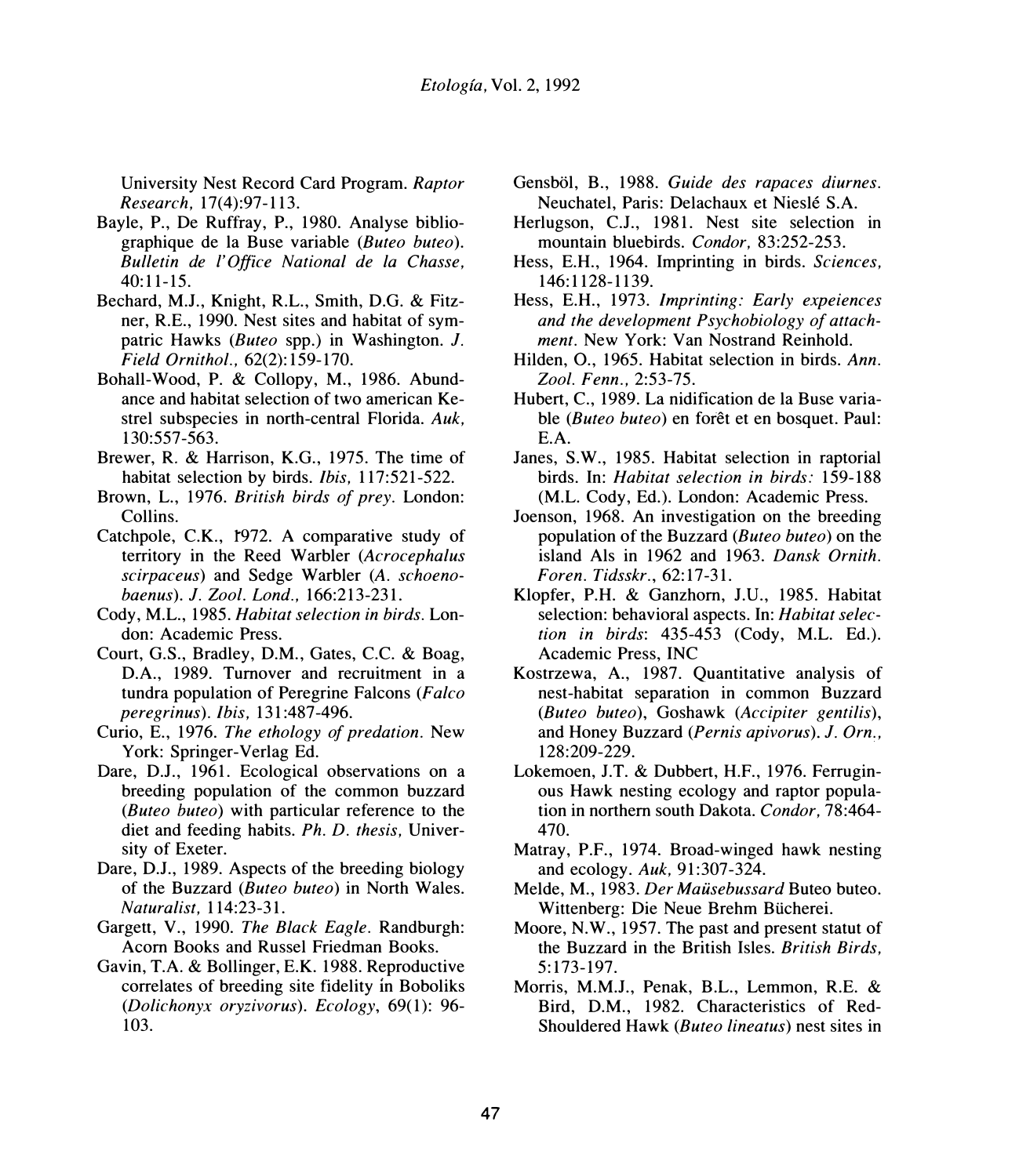University Nest Record Card Program. *Raptor Research*, 17(4):97-113.

Bayle, P., De Ruffray, P., 1980. Analyse bibliographique de la Buse variable (*Buteo buteo*). *Bulletin de l'Office National de la Chasse*, 40:11-15.

Bechard, M.J., Knight, R.L., Smith, D.G. & Fitzner, R.E., 1990. Nest sites and habitat of sympatric Hawks (*Buteo* spp.) in Washington. *J. Field Ornithol.*, 62(2):159-170.

Bohall-Wood, P. & Collopy, M., 1986. Abundance and habitat selection of two american Kestrel subspecies in north-central Florida. *Auk*, 130:557-563.

Brewer, R. & Harrison, K.G., 1975. The time of habitat selection by birds. *Ibis*, 117:521-522.

Brown, L., 1976. *British birds of prey*. London: Collins.

Catchpole, C.K., 1972. A comparative study of territory in the Reed Warbler (*Acrocephalus scirpaceus*) and Sedge Warbler (*A. schoenobaenus*). *J. Zool. Lond.*, 166:213-231.

Cody, M.L., 1985. *Habitat selection in birds*. London: Academic Press.

Court, G.S., Bradley, D.M., Gates, C.C. & Boag, D.A., 1989. Turnover and recruitment in a tundra population of Peregrine Falcons (*Falco peregrinus*). *Ibis*, 131:487-496.

Curio, E., 1976. *The ethology of predation*. New York: Springer-Verlag Ed.

Dare, D.J., 1961. Ecological observations on a breeding population of the common buzzard (*Buteo buteo*) with particular reference to the diet and feeding habits. *Ph. D. thesis*, University of Exeter.

Dare, D.J., 1989. Aspects of the breeding biology of the Buzzard (*Buteo buteo*) in North Wales. *Naturalist*, 114:23-31.

Gargett, V., 1990. *The Black Eagle*. Randburgh: Acorn Books and Russel Friedman Books.

Gavin, T.A. & Bollinger, E.K. 1988. Reproductive correlates of breeding site fidelity ín Boboliks (*Dolichonyx oryzivorus*). *Ecology*, 69(1): 96-103.

Gensböl, B., 1988. *Guide des rapaces diurnes*. Neuchatel, Paris: Delachaux et Nieslé S.A.

Herlugson, C.J., 1981. Nest site selection in mountain bluebirds. *Condor*, 83:252-253.

Hess, E.H., 1964. Imprinting in birds. *Sciences*, 146:1128-1139.

Hess, E.H., 1973. *Imprinting: Early expeiences and the development Psychobiology of attachment*. New York: Van Nostrand Reinhold.

Hilden, O., 1965. Habitat selection in birds. *Ann. Zool. Fenn.*, 2:53-75.

Hubert, C., 1989. La nidification de la Buse variable (*Buteo buteo*) en forêt et en bosquet. Paul: E.A.

Janes, S.W., 1985. Habitat selection in raptorial birds. In: *Habitat selection in birds*: 159-188 (M.L. Cody, Ed.). London: Academic Press.

Joenson, 1968. An investigation on the breeding population of the Buzzard (*Buteo buteo*) on the island Als in 1962 and 1963. *Dansk Ornith. Foren. Tidsskr.*, 62:17-31.

Klopfer, P.H. & Ganzhorn, J.U., 1985. Habitat selection: behavioral aspects. In: *Habitat selection in birds*: 435-453 (Cody, M.L. Ed.). Academic Press, INC

Kostrzewa, A., 1987. Quantitative analysis of nest-habitat separation in common Buzzard (*Buteo buteo*), Goshawk (*Accipiter gentilis*), and Honey Buzzard (*Pernis apivorus*). *J. Orn.*, 128:209-229.

Lokemoen, J.T. & Dubbert, H.F., 1976. Ferruginous Hawk nesting ecology and raptor population in northern south Dakota. *Condor*, 78:464-470.

Matray, P.F., 1974. Broad-winged hawk nesting and ecology. *Auk*, 91:307-324.

Melde, M., 1983. *Der Maüsebussard* Buteo buteo. Wittenberg: Die Neue Brehm Bücherei.

Moore, N.W., 1957. The past and present statut of the Buzzard in the British Isles. *British Birds*, 5:173-197.

Morris, M.M.J., Penak, B.L., Lemmon, R.E. & Bird, D.M., 1982. Characteristics of Red-Shouldered Hawk (*Buteo lineatus*) nest sites in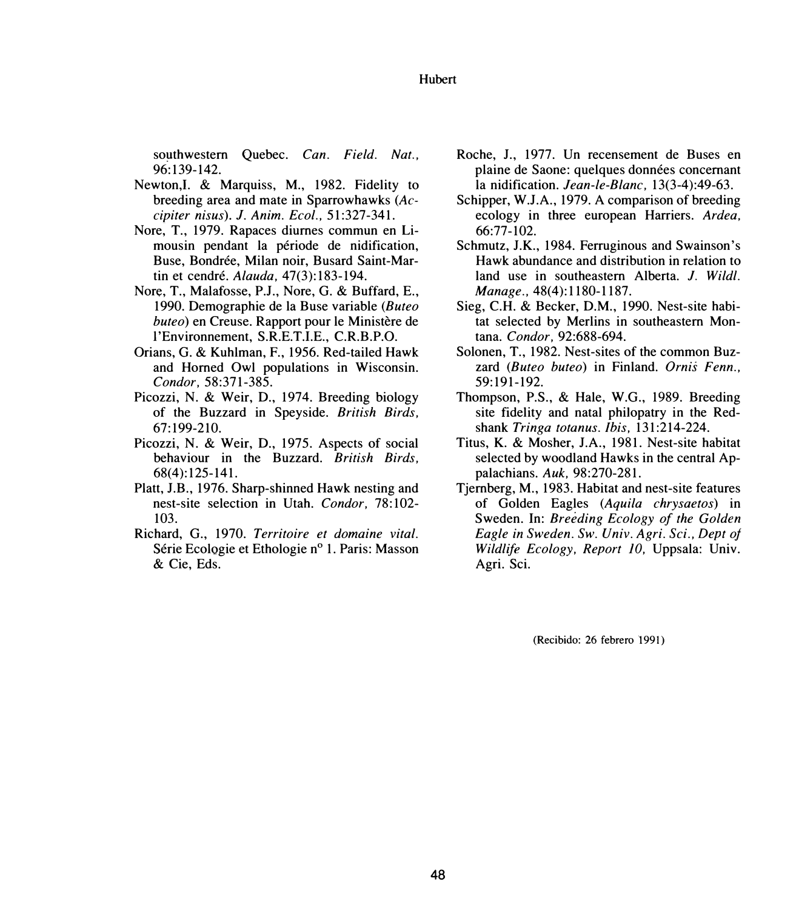southwestern Quebec. *Can. Field. Nat.*, 96:139-142.

Newton,I. & Marquiss, M., 1982. Fidelity to breeding area and mate in Sparrowhawks (*Accipiter nisus*). *J. Anim. Ecol.*, 51:327-341.

Nore, T., 1979. Rapaces diurnes commun en Limousin pendant la période de nidification, Buse, Bondrée, Milan noir, Busard Saint-Martin et cendré. *Alauda*, 47(3):183-194.

Nore, T., Malafosse, P.J., Nore, G. & Buffard, E., 1990. Demographie de la Buse variable (*Buteo buteo*) en Creuse. Rapport pour le Ministère de l'Environnement, S.R.E.T.I.E., C.R.B.P.O.

Orians, G. & Kuhlman, F., 1956. Red-tailed Hawk and Horned Owl populations in Wisconsin. *Condor*, 58:371-385.

Picozzi, N. & Weir, D., 1974. Breeding biology of the Buzzard in Speyside. *British Birds*, 67:199-210.

Picozzi, N. & Weir, D., 1975. Aspects of social behaviour in the Buzzard. *British Birds*, 68(4):125-141.

Platt, J.B., 1976. Sharp-shinned Hawk nesting and nest-site selection in Utah. *Condor*, 78:102-103.

Richard, G., 1970. *Territoire et domaine vital.* Série Ecologie et Ethologie nº 1. Paris: Masson & Cie, Eds.

Roche, J., 1977. Un recensement de Buses en plaine de Saone: quelques données concernant la nidification. *Jean-le-Blanc*, 13(3-4):49-63.

Schipper, W.J.A., 1979. A comparison of breeding ecology in three european Harriers. *Ardea*, 66:77-102.

Schmutz, J.K., 1984. Ferruginous and Swainson's Hawk abundance and distribution in relation to land use in southeastern Alberta. *J. Wildl. Manage.*, 48(4):1180-1187.

Sieg, C.H. & Becker, D.M., 1990. Nest-site habitat selected by Merlins in southeastern Montana. *Condor*, 92:688-694.

Solonen, T., 1982. Nest-sites of the common Buzzard (*Buteo buteo*) in Finland. *Ornis Fenn.*, 59:191-192.

Thompson, P.S., & Hale, W.G., 1989. Breeding site fidelity and natal philopatry in the Redshank *Tringa totanus*. *Ibis*, 131:214-224.

Titus, K. & Mosher, J.A., 1981. Nest-site habitat selected by woodland Hawks in the central Appalachians. *Auk*, 98:270-281.

Tjernberg, M., 1983. Habitat and nest-site features of Golden Eagles (*Aquila chrysaetos*) in Sweden. In: *Breeding Ecology of the Golden Eagle in Sweden. Sw. Univ. Agri. Sci., Dept of Wildlife Ecology, Report 10,* Uppsala: Univ. Agri. Sci.

(Recibido: 26 febrero 1991)